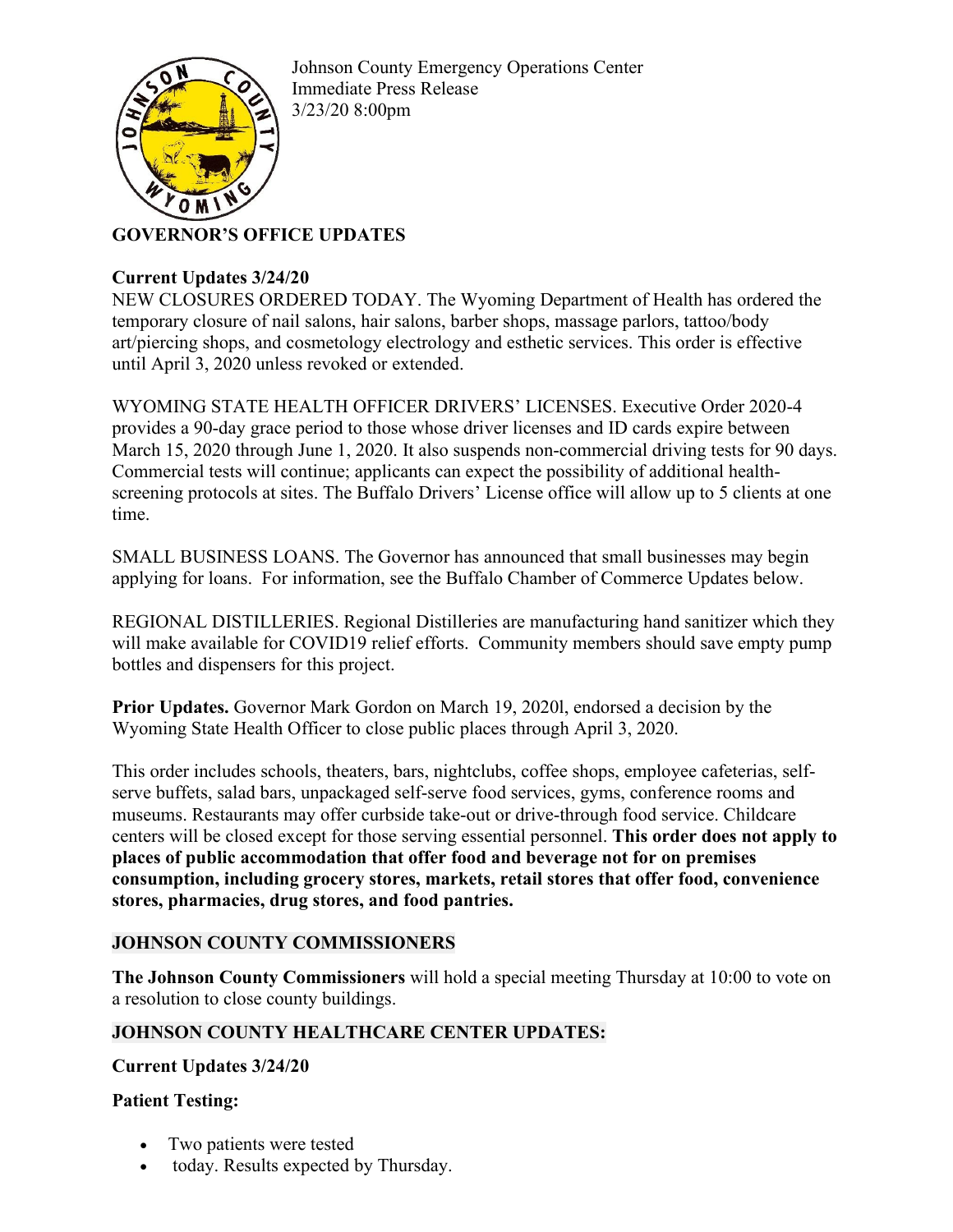Johnson County Emergency Operations Center
Immediate Press Release
3/23/20 8:00pm

## GOVERNOR'S OFFICE UPDATES

**Current Updates 3/24/20**

NEW CLOSURES ORDERED TODAY. The Wyoming Department of Health has ordered the temporary closure of nail salons, hair salons, barber shops, massage parlors, tattoo/body art/piercing shops, and cosmetology electrology and esthetic services. This order is effective until April 3, 2020 unless revoked or extended.

WYOMING STATE HEALTH OFFICER DRIVERS' LICENSES. Executive Order 2020-4 provides a 90-day grace period to those whose driver licenses and ID cards expire between March 15, 2020 through June 1, 2020. It also suspends non-commercial driving tests for 90 days. Commercial tests will continue; applicants can expect the possibility of additional health-screening protocols at sites. The Buffalo Drivers' License office will allow up to 5 clients at one time.

SMALL BUSINESS LOANS. The Governor has announced that small businesses may begin applying for loans. For information, see the Buffalo Chamber of Commerce Updates below.

REGIONAL DISTILLERIES. Regional Distilleries are manufacturing hand sanitizer which they will make available for COVID19 relief efforts. Community members should save empty pump bottles and dispensers for this project.

**Prior Updates.** Governor Mark Gordon on March 19, 2020l, endorsed a decision by the Wyoming State Health Officer to close public places through April 3, 2020.

This order includes schools, theaters, bars, nightclubs, coffee shops, employee cafeterias, self-serve buffets, salad bars, unpackaged self-serve food services, gyms, conference rooms and museums. Restaurants may offer curbside take-out or drive-through food service. Childcare centers will be closed except for those serving essential personnel. **This order does not apply to places of public accommodation that offer food and beverage not for on premises consumption, including grocery stores, markets, retail stores that offer food, convenience stores, pharmacies, drug stores, and food pantries.**

## JOHNSON COUNTY COMMISSIONERS

**The Johnson County Commissioners** will hold a special meeting Thursday at 10:00 to vote on a resolution to close county buildings.

## JOHNSON COUNTY HEALTHCARE CENTER UPDATES:

**Current Updates 3/24/20**

**Patient Testing:**

- Two patients were tested
- today. Results expected by Thursday.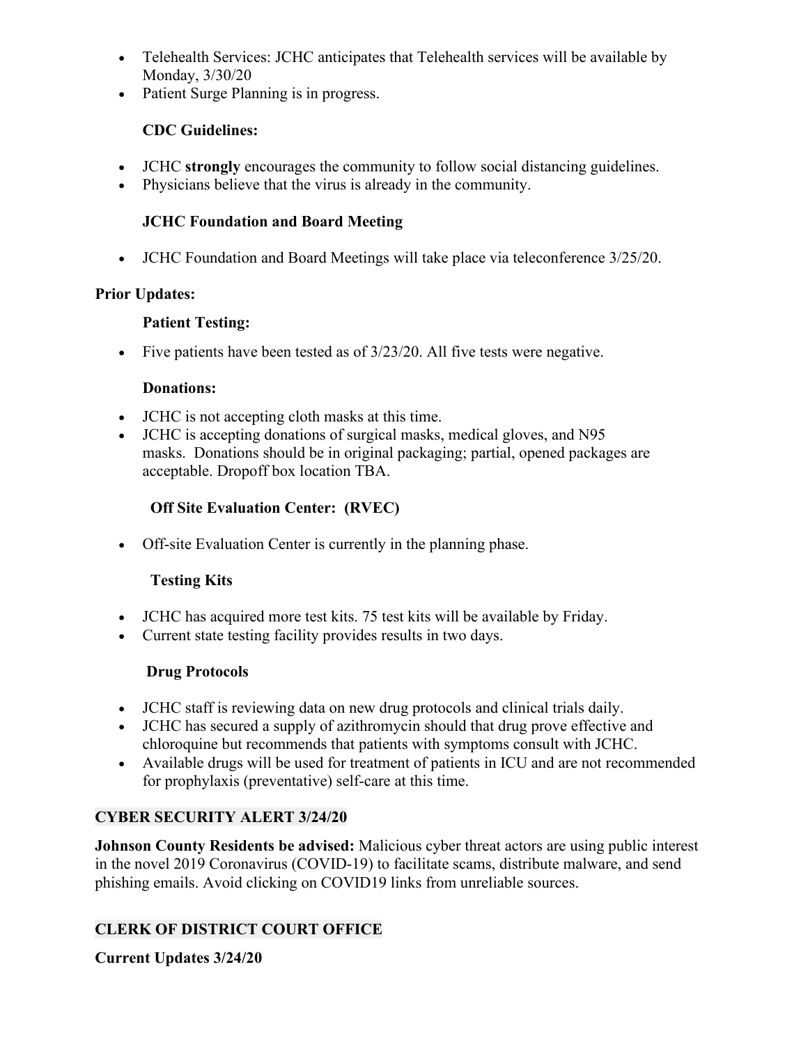- Telehealth Services: JCHC anticipates that Telehealth services will be available by Monday, 3/30/20
- Patient Surge Planning is in progress.

**CDC Guidelines:**

- JCHC **strongly** encourages the community to follow social distancing guidelines.
- Physicians believe that the virus is already in the community.

**JCHC Foundation and Board Meeting**

- JCHC Foundation and Board Meetings will take place via teleconference 3/25/20.

**Prior Updates:**

**Patient Testing:**

- Five patients have been tested as of 3/23/20. All five tests were negative.

**Donations:**

- JCHC is not accepting cloth masks at this time.
- JCHC is accepting donations of surgical masks, medical gloves, and N95 masks. Donations should be in original packaging; partial, opened packages are acceptable. Dropoff box location TBA.

**Off Site Evaluation Center: (RVEC)**

- Off-site Evaluation Center is currently in the planning phase.

**Testing Kits**

- JCHC has acquired more test kits. 75 test kits will be available by Friday.
- Current state testing facility provides results in two days.

**Drug Protocols**

- JCHC staff is reviewing data on new drug protocols and clinical trials daily.
- JCHC has secured a supply of azithromycin should that drug prove effective and chloroquine but recommends that patients with symptoms consult with JCHC.
- Available drugs will be used for treatment of patients in ICU and are not recommended for prophylaxis (preventative) self-care at this time.

## CYBER SECURITY ALERT 3/24/20

**Johnson County Residents be advised:** Malicious cyber threat actors are using public interest in the novel 2019 Coronavirus (COVID-19) to facilitate scams, distribute malware, and send phishing emails. Avoid clicking on COVID19 links from unreliable sources.

## CLERK OF DISTRICT COURT OFFICE

**Current Updates 3/24/20**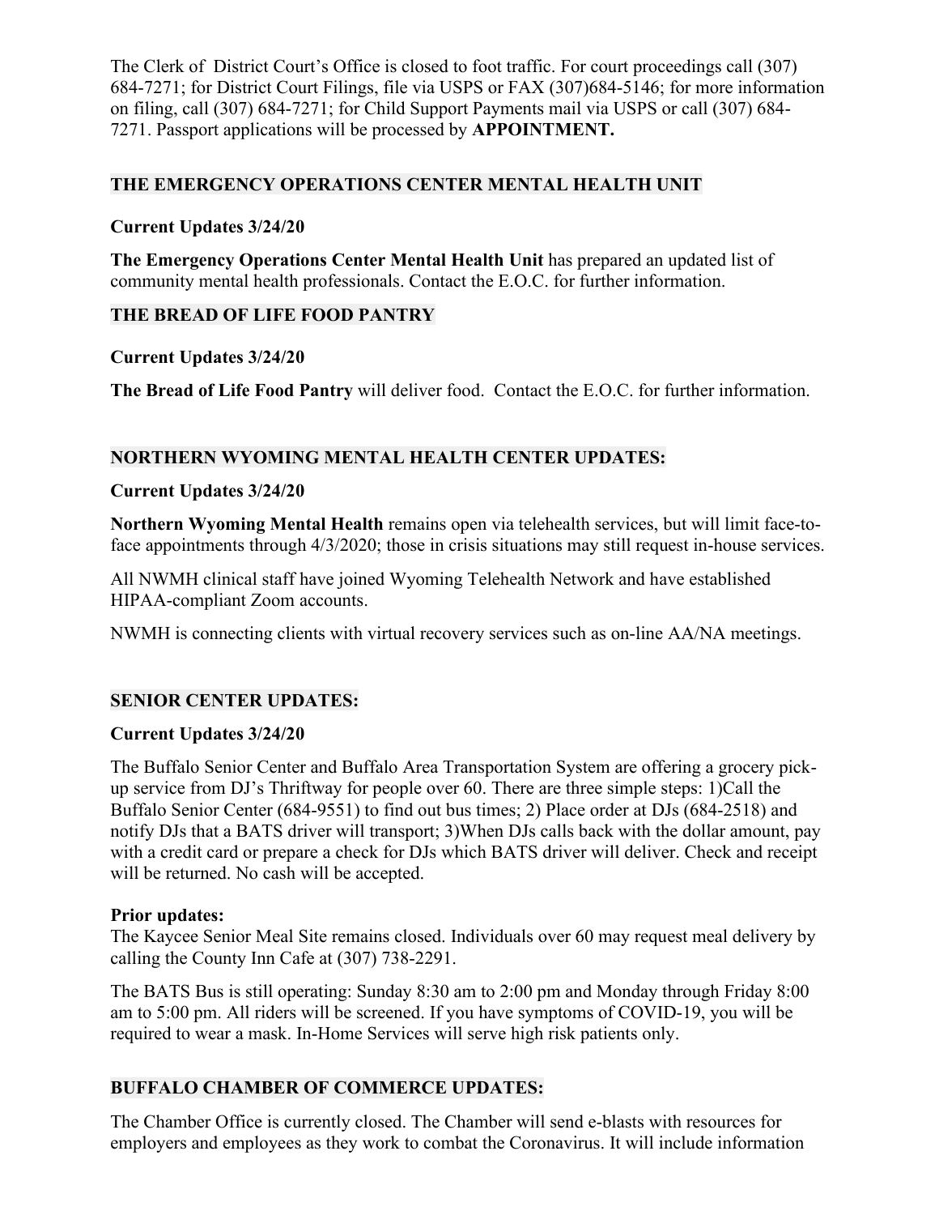The Clerk of District Court's Office is closed to foot traffic. For court proceedings call (307) 684-7271; for District Court Filings, file via USPS or FAX (307)684-5146; for more information on filing, call (307) 684-7271; for Child Support Payments mail via USPS or call (307) 684-7271. Passport applications will be processed by **APPOINTMENT.**

## THE EMERGENCY OPERATIONS CENTER MENTAL HEALTH UNIT

**Current Updates 3/24/20**

**The Emergency Operations Center Mental Health Unit** has prepared an updated list of community mental health professionals. Contact the E.O.C. for further information.

## THE BREAD OF LIFE FOOD PANTRY

**Current Updates 3/24/20**

**The Bread of Life Food Pantry** will deliver food. Contact the E.O.C. for further information.

## NORTHERN WYOMING MENTAL HEALTH CENTER UPDATES:

**Current Updates 3/24/20**

**Northern Wyoming Mental Health** remains open via telehealth services, but will limit face-to-face appointments through 4/3/2020; those in crisis situations may still request in-house services.

All NWMH clinical staff have joined Wyoming Telehealth Network and have established HIPAA-compliant Zoom accounts.

NWMH is connecting clients with virtual recovery services such as on-line AA/NA meetings.

## SENIOR CENTER UPDATES:

**Current Updates 3/24/20**

The Buffalo Senior Center and Buffalo Area Transportation System are offering a grocery pick-up service from DJ's Thriftway for people over 60. There are three simple steps: 1)Call the Buffalo Senior Center (684-9551) to find out bus times; 2) Place order at DJs (684-2518) and notify DJs that a BATS driver will transport; 3)When DJs calls back with the dollar amount, pay with a credit card or prepare a check for DJs which BATS driver will deliver. Check and receipt will be returned. No cash will be accepted.

**Prior updates:**
The Kaycee Senior Meal Site remains closed. Individuals over 60 may request meal delivery by calling the County Inn Cafe at (307) 738-2291.

The BATS Bus is still operating: Sunday 8:30 am to 2:00 pm and Monday through Friday 8:00 am to 5:00 pm. All riders will be screened. If you have symptoms of COVID-19, you will be required to wear a mask. In-Home Services will serve high risk patients only.

## BUFFALO CHAMBER OF COMMERCE UPDATES:

The Chamber Office is currently closed. The Chamber will send e-blasts with resources for employers and employees as they work to combat the Coronavirus. It will include information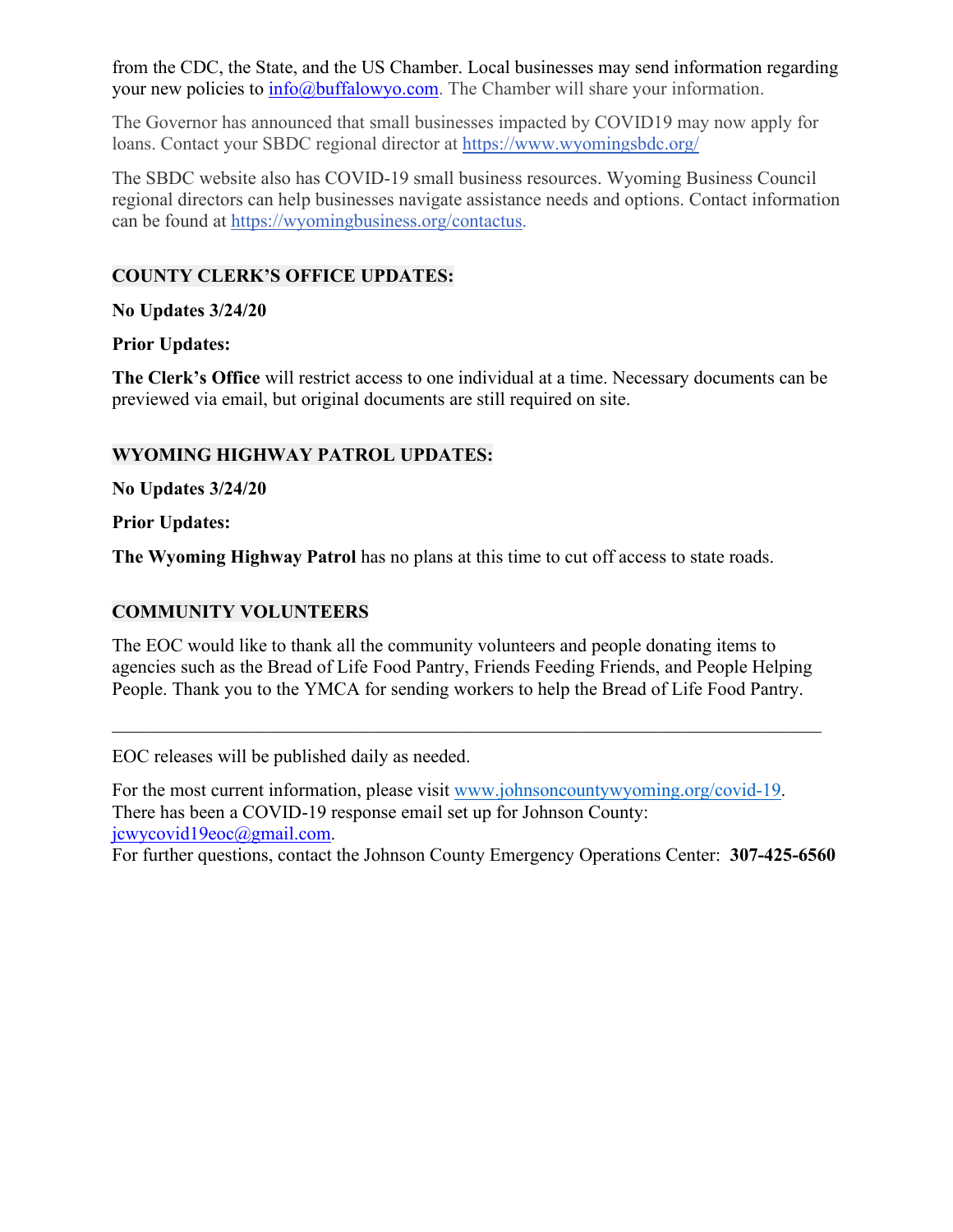from the CDC, the State, and the US Chamber. Local businesses may send information regarding your new policies to info@buffalowyo.com. The Chamber will share your information.

The Governor has announced that small businesses impacted by COVID19 may now apply for loans. Contact your SBDC regional director at https://www.wyomingsbdc.org/

The SBDC website also has COVID-19 small business resources. Wyoming Business Council regional directors can help businesses navigate assistance needs and options. Contact information can be found at https://wyomingbusiness.org/contactus.

## COUNTY CLERK'S OFFICE UPDATES:

**No Updates 3/24/20**

**Prior Updates:**

**The Clerk's Office** will restrict access to one individual at a time. Necessary documents can be previewed via email, but original documents are still required on site.

## WYOMING HIGHWAY PATROL UPDATES:

**No Updates 3/24/20**

**Prior Updates:**

**The Wyoming Highway Patrol** has no plans at this time to cut off access to state roads.

## COMMUNITY VOLUNTEERS

The EOC would like to thank all the community volunteers and people donating items to agencies such as the Bread of Life Food Pantry, Friends Feeding Friends, and People Helping People. Thank you to the YMCA for sending workers to help the Bread of Life Food Pantry.

---

EOC releases will be published daily as needed.

For the most current information, please visit www.johnsoncountywyoming.org/covid-19.
There has been a COVID-19 response email set up for Johnson County: jcwycovid19eoc@gmail.com.
For further questions, contact the Johnson County Emergency Operations Center: **307-425-6560**